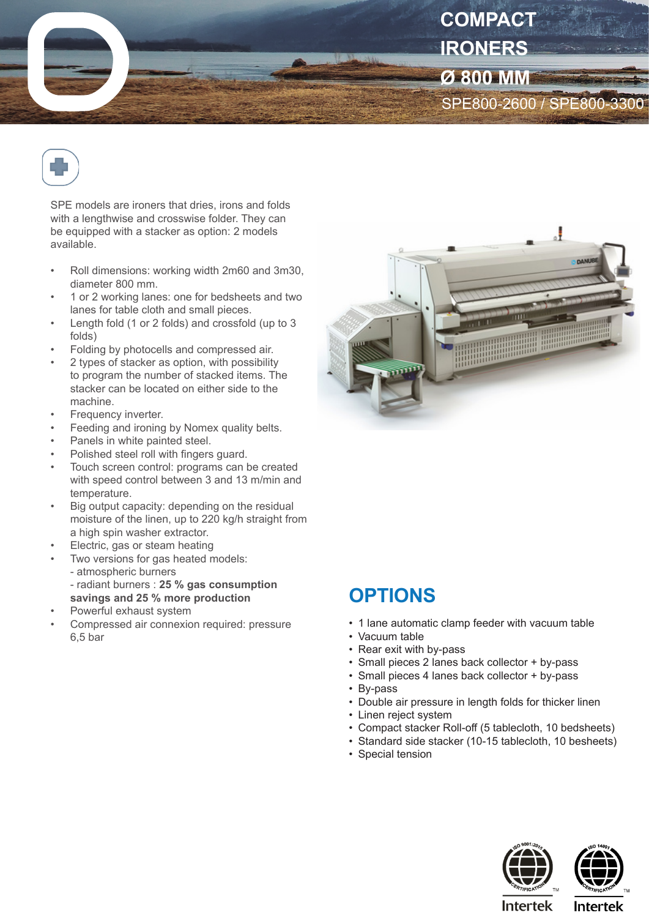# COMPACT IRONERS Ø 800 MM

SPE800-2600 / SPE800-3300

SPE models are ironers that dries, irons and folds with a lengthwise and crosswise folder. They can be equipped with a stacker as option: 2 models available.

- Roll dimensions: working width 2m60 and 3m30, diameter 800 mm.
- 1 or 2 working lanes: one for bedsheets and two lanes for table cloth and small pieces.
- Length fold (1 or 2 folds) and crossfold (up to 3 folds)
- Folding by photocells and compressed air.
- 2 types of stacker as option, with possibility to program the number of stacked items. The stacker can be located on either side to the machine.
- Frequency inverter.
- Feeding and ironing by Nomex quality belts.
- Panels in white painted steel.
- Polished steel roll with fingers guard.
- Touch screen control: programs can be created with speed control between 3 and 13 m/min and temperature.
- Big output capacity: depending on the residual moisture of the linen, up to 220 kg/h straight from a high spin washer extractor.
- Electric, gas or steam heating
- Two versions for gas heated models:
  - atmospheric burners
  - radiant burners : **25 % gas consumption savings and 25 % more production**
- Powerful exhaust system
- Compressed air connexion required: pressure 6,5 bar

## OPTIONS

- 1 lane automatic clamp feeder with vacuum table
- Vacuum table
- Rear exit with by-pass
- Small pieces 2 lanes back collector + by-pass
- Small pieces 4 lanes back collector + by-pass
- By-pass
- Double air pressure in length folds for thicker linen
- Linen reject system
- Compact stacker Roll-off (5 tablecloth, 10 bedsheets)
- Standard side stacker (10-15 tablecloth, 10 besheets)
- Special tension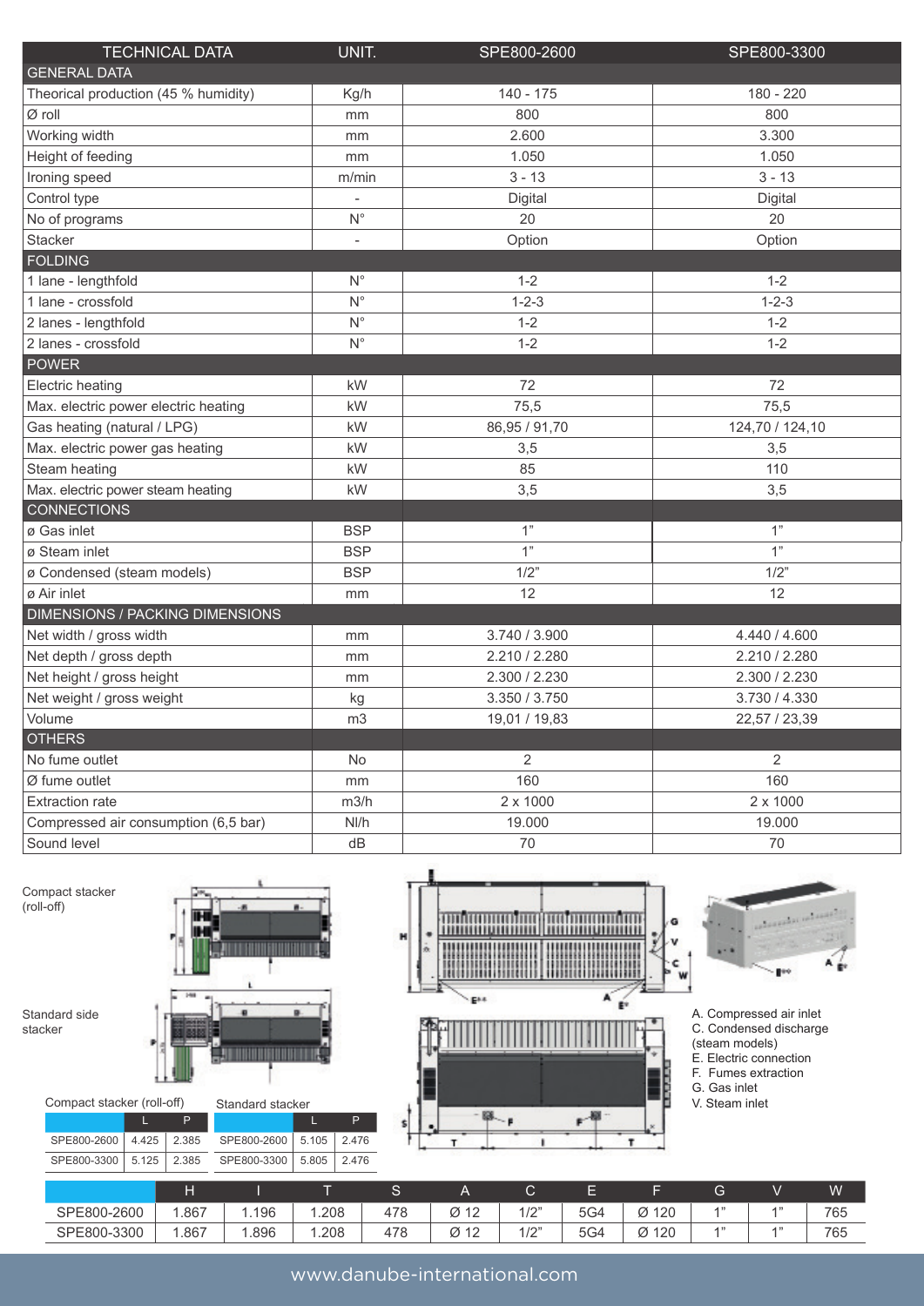| TECHNICAL DATA | UNIT. | SPE800-2600 | SPE800-3300 |
|---|---|---|---|
| GENERAL DATA | | | |
| Theorical production (45 % humidity) | Kg/h | 140 - 175 | 180 - 220 |
| Ø roll | mm | 800 | 800 |
| Working width | mm | 2.600 | 3.300 |
| Height of feeding | mm | 1.050 | 1.050 |
| Ironing speed | m/min | 3 - 13 | 3 - 13 |
| Control type | - | Digital | Digital |
| No of programs | N° | 20 | 20 |
| Stacker | - | Option | Option |
| FOLDING | | | |
| 1 lane - lengthfold | N° | 1-2 | 1-2 |
| 1 lane - crossfold | N° | 1-2-3 | 1-2-3 |
| 2 lanes - lengthfold | N° | 1-2 | 1-2 |
| 2 lanes - crossfold | N° | 1-2 | 1-2 |
| POWER | | | |
| Electric heating | kW | 72 | 72 |
| Max. electric power electric heating | kW | 75,5 | 75,5 |
| Gas heating (natural / LPG) | kW | 86,95 / 91,70 | 124,70 / 124,10 |
| Max. electric power gas heating | kW | 3,5 | 3,5 |
| Steam heating | kW | 85 | 110 |
| Max. electric power steam heating | kW | 3,5 | 3,5 |
| CONNECTIONS | | | |
| ø Gas inlet | BSP | 1" | 1" |
| ø Steam inlet | BSP | 1" | 1" |
| ø Condensed (steam models) | BSP | 1/2" | 1/2" |
| ø Air inlet | mm | 12 | 12 |
| DIMENSIONS / PACKING DIMENSIONS | | | |
| Net width / gross width | mm | 3.740 / 3.900 | 4.440 / 4.600 |
| Net depth / gross depth | mm | 2.210 / 2.280 | 2.210 / 2.280 |
| Net height / gross height | mm | 2.300 / 2.230 | 2.300 / 2.230 |
| Net weight / gross weight | kg | 3.350 / 3.750 | 3.730 / 4.330 |
| Volume | m3 | 19,01 / 19,83 | 22,57 / 23,39 |
| OTHERS | | | |
| No fume outlet | No | 2 | 2 |
| Ø fume outlet | mm | 160 | 160 |
| Extraction rate | m3/h | 2 x 1000 | 2 x 1000 |
| Compressed air consumption (6,5 bar) | Nl/h | 19.000 | 19.000 |
| Sound level | dB | 70 | 70 |

Compact stacker (roll-off)

Standard side stacker

Compact stacker (roll-off)

| | L | P |
|---|---|---|
| SPE800-2600 | 4.425 | 2.385 |
| SPE800-3300 | 5.125 | 2.385 |

Standard stacker

| | L | P |
|---|---|---|
| SPE800-2600 | 5.105 | 2.476 |
| SPE800-3300 | 5.805 | 2.476 |

A. Compressed air inlet
C. Condensed discharge (steam models)
E. Electric connection
F. Fumes extraction
G. Gas inlet
V. Steam inlet

| | H | I | T | S | A | C | E | F | G | V | W |
|---|---|---|---|---|---|---|---|---|---|---|---|
| SPE800-2600 | 1.867 | 1.196 | 1.208 | 478 | Ø 12 | 1/2" | 5G4 | Ø 120 | 1" | 1" | 765 |
| SPE800-3300 | 1.867 | 1.896 | 1.208 | 478 | Ø 12 | 1/2" | 5G4 | Ø 120 | 1" | 1" | 765 |

www.danube-international.com